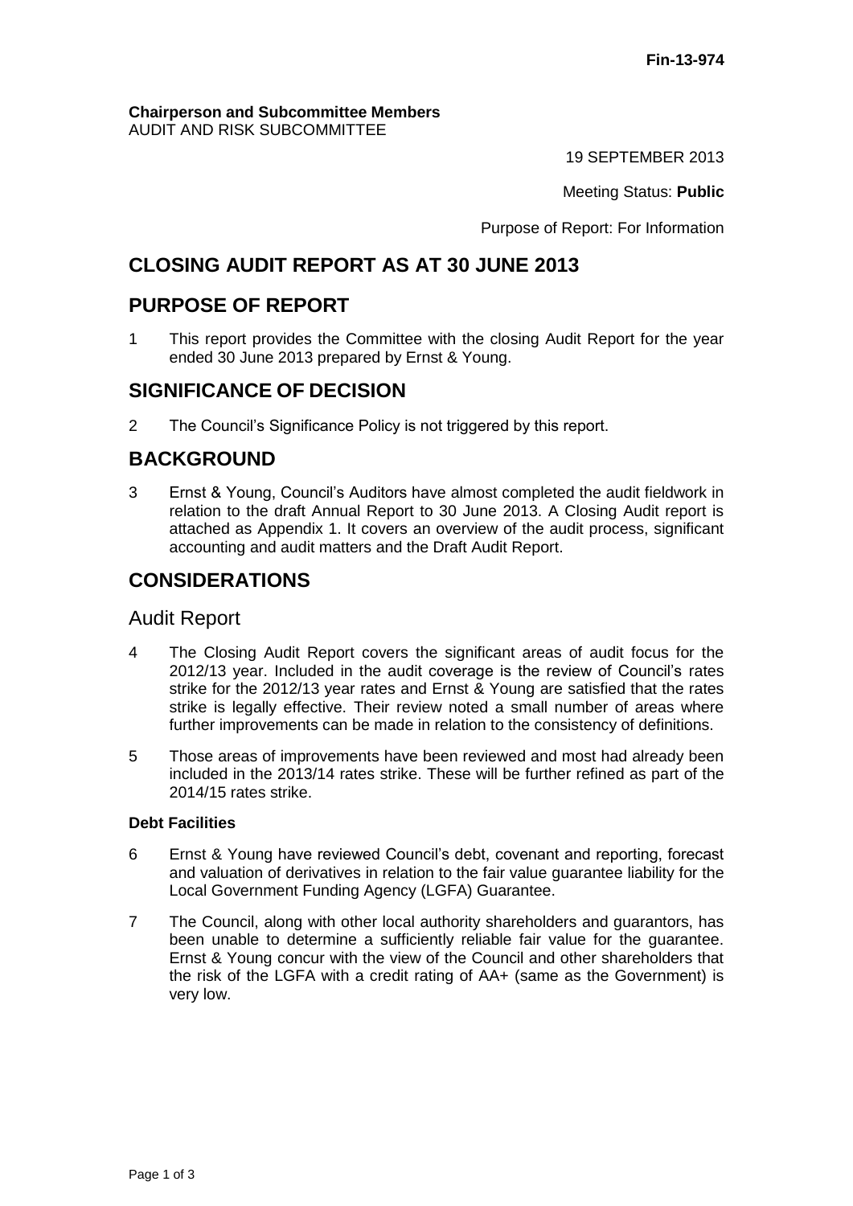**Fin-13-974**

**Chairperson and Subcommittee Members**
AUDIT AND RISK SUBCOMMITTEE

19 SEPTEMBER 2013

Meeting Status: **Public**

Purpose of Report: For Information

# CLOSING AUDIT REPORT AS AT 30 JUNE 2013

## PURPOSE OF REPORT

1 This report provides the Committee with the closing Audit Report for the year ended 30 June 2013 prepared by Ernst & Young.

## SIGNIFICANCE OF DECISION

2 The Council's Significance Policy is not triggered by this report.

## BACKGROUND

3 Ernst & Young, Council's Auditors have almost completed the audit fieldwork in relation to the draft Annual Report to 30 June 2013. A Closing Audit report is attached as Appendix 1. It covers an overview of the audit process, significant accounting and audit matters and the Draft Audit Report.

## CONSIDERATIONS

### Audit Report

4 The Closing Audit Report covers the significant areas of audit focus for the 2012/13 year. Included in the audit coverage is the review of Council's rates strike for the 2012/13 year rates and Ernst & Young are satisfied that the rates strike is legally effective. Their review noted a small number of areas where further improvements can be made in relation to the consistency of definitions.

5 Those areas of improvements have been reviewed and most had already been included in the 2013/14 rates strike. These will be further refined as part of the 2014/15 rates strike.

**Debt Facilities**

6 Ernst & Young have reviewed Council's debt, covenant and reporting, forecast and valuation of derivatives in relation to the fair value guarantee liability for the Local Government Funding Agency (LGFA) Guarantee.

7 The Council, along with other local authority shareholders and guarantors, has been unable to determine a sufficiently reliable fair value for the guarantee. Ernst & Young concur with the view of the Council and other shareholders that the risk of the LGFA with a credit rating of AA+ (same as the Government) is very low.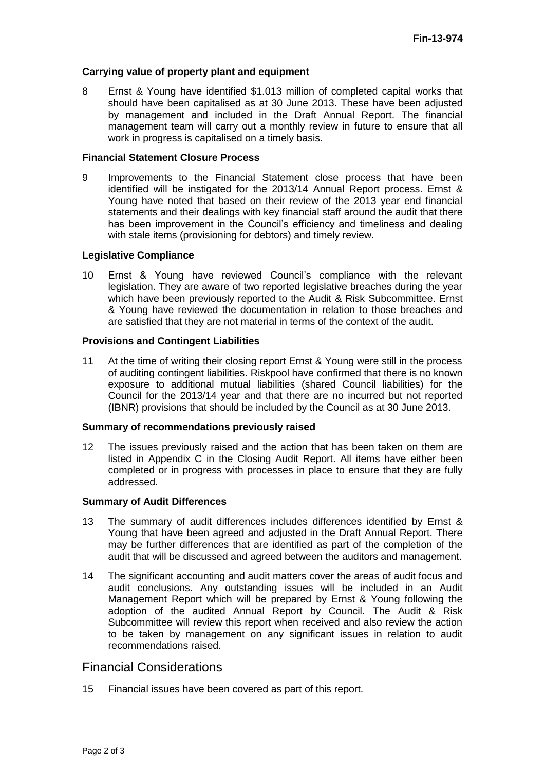**Carrying value of property plant and equipment**

8 Ernst & Young have identified $1.013 million of completed capital works that should have been capitalised as at 30 June 2013. These have been adjusted by management and included in the Draft Annual Report. The financial management team will carry out a monthly review in future to ensure that all work in progress is capitalised on a timely basis.

**Financial Statement Closure Process**

9 Improvements to the Financial Statement close process that have been identified will be instigated for the 2013/14 Annual Report process. Ernst & Young have noted that based on their review of the 2013 year end financial statements and their dealings with key financial staff around the audit that there has been improvement in the Council's efficiency and timeliness and dealing with stale items (provisioning for debtors) and timely review.

**Legislative Compliance**

10 Ernst & Young have reviewed Council's compliance with the relevant legislation. They are aware of two reported legislative breaches during the year which have been previously reported to the Audit & Risk Subcommittee. Ernst & Young have reviewed the documentation in relation to those breaches and are satisfied that they are not material in terms of the context of the audit.

**Provisions and Contingent Liabilities**

11 At the time of writing their closing report Ernst & Young were still in the process of auditing contingent liabilities. Riskpool have confirmed that there is no known exposure to additional mutual liabilities (shared Council liabilities) for the Council for the 2013/14 year and that there are no incurred but not reported (IBNR) provisions that should be included by the Council as at 30 June 2013.

**Summary of recommendations previously raised**

12 The issues previously raised and the action that has been taken on them are listed in Appendix C in the Closing Audit Report. All items have either been completed or in progress with processes in place to ensure that they are fully addressed.

**Summary of Audit Differences**

13 The summary of audit differences includes differences identified by Ernst & Young that have been agreed and adjusted in the Draft Annual Report. There may be further differences that are identified as part of the completion of the audit that will be discussed and agreed between the auditors and management.

14 The significant accounting and audit matters cover the areas of audit focus and audit conclusions. Any outstanding issues will be included in an Audit Management Report which will be prepared by Ernst & Young following the adoption of the audited Annual Report by Council. The Audit & Risk Subcommittee will review this report when received and also review the action to be taken by management on any significant issues in relation to audit recommendations raised.

## Financial Considerations

15 Financial issues have been covered as part of this report.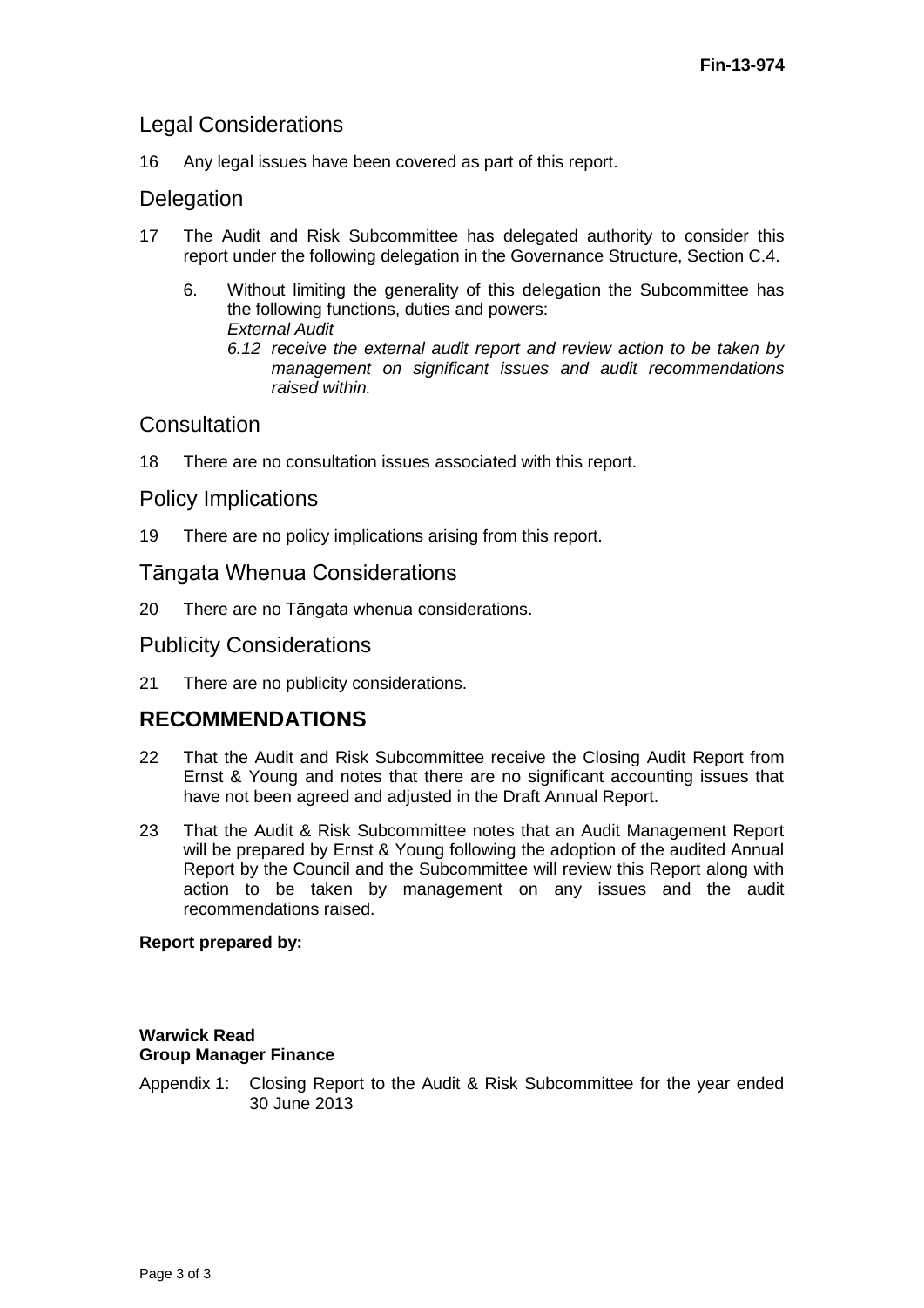## Legal Considerations

16 Any legal issues have been covered as part of this report.

## Delegation

17 The Audit and Risk Subcommittee has delegated authority to consider this report under the following delegation in the Governance Structure, Section C.4.

   6. Without limiting the generality of this delegation the Subcommittee has the following functions, duties and powers:
      *External Audit*
      *6.12 receive the external audit report and review action to be taken by management on significant issues and audit recommendations raised within.*

## Consultation

18 There are no consultation issues associated with this report.

## Policy Implications

19 There are no policy implications arising from this report.

## Tāngata Whenua Considerations

20 There are no Tāngata whenua considerations.

## Publicity Considerations

21 There are no publicity considerations.

# RECOMMENDATIONS

22 That the Audit and Risk Subcommittee receive the Closing Audit Report from Ernst & Young and notes that there are no significant accounting issues that have not been agreed and adjusted in the Draft Annual Report.

23 That the Audit & Risk Subcommittee notes that an Audit Management Report will be prepared by Ernst & Young following the adoption of the audited Annual Report by the Council and the Subcommittee will review this Report along with action to be taken by management on any issues and the audit recommendations raised.

**Report prepared by:**

**Warwick Read**
**Group Manager Finance**

Appendix 1: Closing Report to the Audit & Risk Subcommittee for the year ended 30 June 2013